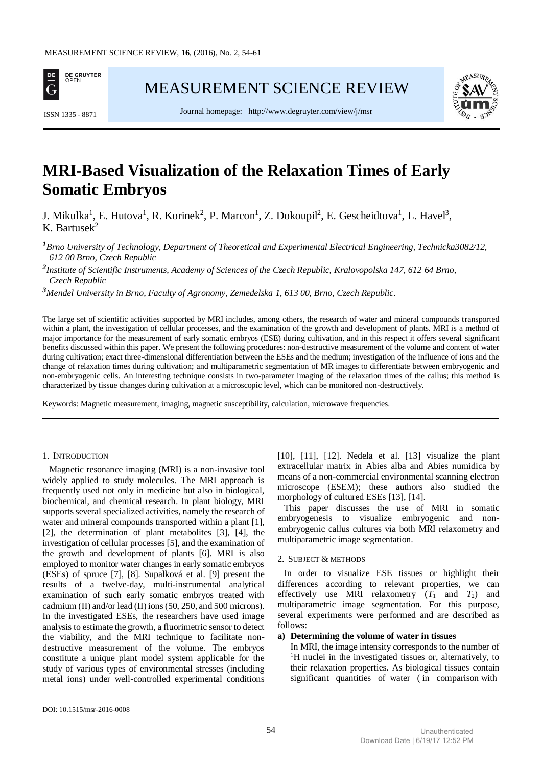# MRI-Based Visualization of the Relaxation Times of Early Somatic Embryos

J. Mikulka[1], E. Hutova[1], R. Korinek[2], P. Marcon[1], Z. Dokoupil[2], E. Gescheidtova[1], L. Havel[3], K. Bartusek[2]

*[1]Brno University of Technology, Department of Theoretical and Experimental Electrical Engineering, Technicka3082/12, 612 00 Brno, Czech Republic*

*[2]Institute of Scientific Instruments, Academy of Sciences of the Czech Republic, Kralovopolska 147, 612 64 Brno, Czech Republic*

*[3]Mendel University in Brno, Faculty of Agronomy, Zemedelska 1, 613 00, Brno, Czech Republic.*

The large set of scientific activities supported by MRI includes, among others, the research of water and mineral compounds transported within a plant, the investigation of cellular processes, and the examination of the growth and development of plants. MRI is a method of major importance for the measurement of early somatic embryos (ESE) during cultivation, and in this respect it offers several significant benefits discussed within this paper. We present the following procedures: non-destructive measurement of the volume and content of water during cultivation; exact three-dimensional differentiation between the ESEs and the medium; investigation of the influence of ions and the change of relaxation times during cultivation; and multiparametric segmentation of MR images to differentiate between embryogenic and non-embryogenic cells. An interesting technique consists in two-parameter imaging of the relaxation times of the callus; this method is characterized by tissue changes during cultivation at a microscopic level, which can be monitored non-destructively.

Keywords: Magnetic measurement, imaging, magnetic susceptibility, calculation, microwave frequencies.

## 1. Introduction

Magnetic resonance imaging (MRI) is a non-invasive tool widely applied to study molecules. The MRI approach is frequently used not only in medicine but also in biological, biochemical, and chemical research. In plant biology, MRI supports several specialized activities, namely the research of water and mineral compounds transported within a plant [1], [2], the determination of plant metabolites [3], [4], the investigation of cellular processes [5], and the examination of the growth and development of plants [6]. MRI is also employed to monitor water changes in early somatic embryos (ESEs) of spruce [7], [8]. Supalková et al. [9] present the results of a twelve-day, multi-instrumental analytical examination of such early somatic embryos treated with cadmium (II) and/or lead (II) ions (50, 250, and 500 microns). In the investigated ESEs, the researchers have used image analysis to estimate the growth, a fluorimetric sensor to detect the viability, and the MRI technique to facilitate non-destructive measurement of the volume. The embryos constitute a unique plant model system applicable for the study of various types of environmental stresses (including metal ions) under well-controlled experimental conditions [10], [11], [12]. Nedela et al. [13] visualize the plant extracellular matrix in Abies alba and Abies numidica by means of a non-commercial environmental scanning electron microscope (ESEM); these authors also studied the morphology of cultured ESEs [13], [14].

This paper discusses the use of MRI in somatic embryogenesis to visualize embryogenic and non-embryogenic callus cultures via both MRI relaxometry and multiparametric image segmentation.

## 2. Subject & methods

In order to visualize ESE tissues or highlight their differences according to relevant properties, we can effectively use MRI relaxometry ($T_1$ and $T_2$) and multiparametric image segmentation. For this purpose, several experiments were performed and are described as follows:

**a) Determining the volume of water in tissues**

In MRI, the image intensity corresponds to the number of $^1$H nuclei in the investigated tissues or, alternatively, to their relaxation properties. As biological tissues contain significant quantities of water ( in comparison with

DOI: 10.1515/msr-2016-0008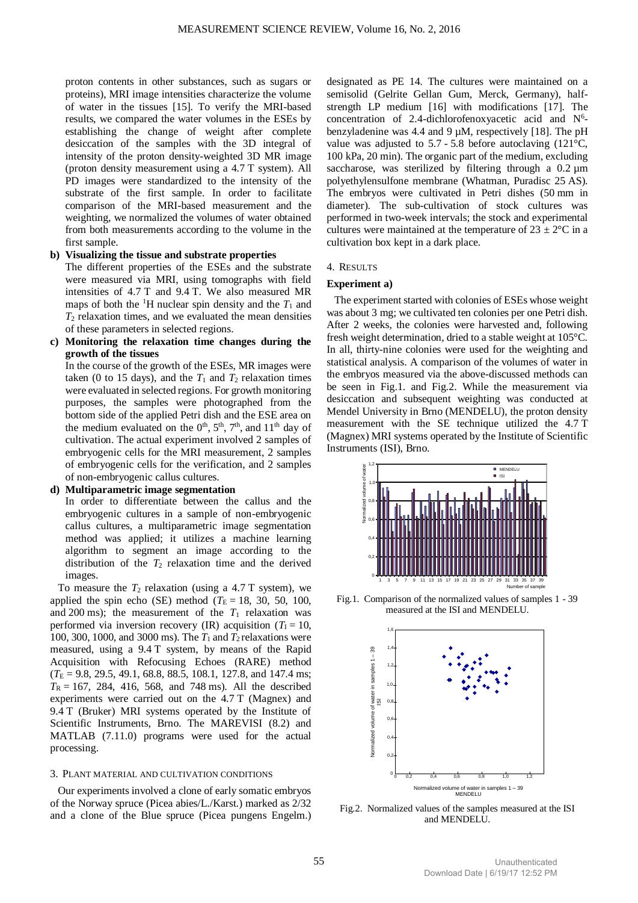proton contents in other substances, such as sugars or proteins), MRI image intensities characterize the volume of water in the tissues [15]. To verify the MRI-based results, we compared the water volumes in the ESEs by establishing the change of weight after complete desiccation of the samples with the 3D integral of intensity of the proton density-weighted 3D MR image (proton density measurement using a 4.7 T system). All PD images were standardized to the intensity of the substrate of the first sample. In order to facilitate comparison of the MRI-based measurement and the weighting, we normalized the volumes of water obtained from both measurements according to the volume in the first sample.

**b) Visualizing the tissue and substrate properties**
The different properties of the ESEs and the substrate were measured via MRI, using tomographs with field intensities of 4.7 T and 9.4 T. We also measured MR maps of both the $^{1}$H nuclear spin density and the $T_1$ and $T_2$ relaxation times, and we evaluated the mean densities of these parameters in selected regions.

**c) Monitoring the relaxation time changes during the growth of the tissues**
In the course of the growth of the ESEs, MR images were taken (0 to 15 days), and the $T_1$ and $T_2$ relaxation times were evaluated in selected regions. For growth monitoring purposes, the samples were photographed from the bottom side of the applied Petri dish and the ESE area on the medium evaluated on the $0^{th}$, $5^{th}$, $7^{th}$, and $11^{th}$ day of cultivation. The actual experiment involved 2 samples of embryogenic cells for the MRI measurement, 2 samples of embryogenic cells for the verification, and 2 samples of non-embryogenic callus cultures.

**d) Multiparametric image segmentation**
In order to differentiate between the callus and the embryogenic cultures in a sample of non-embryogenic callus cultures, a multiparametric image segmentation method was applied; it utilizes a machine learning algorithm to segment an image according to the distribution of the $T_2$ relaxation time and the derived images.

To measure the $T_2$ relaxation (using a 4.7 T system), we applied the spin echo (SE) method ($T_E$ = 18, 30, 50, 100, and 200 ms); the measurement of the $T_1$ relaxation was performed via inversion recovery (IR) acquisition ($T_I$ = 10, 100, 300, 1000, and 3000 ms). The $T_1$ and $T_2$ relaxations were measured, using a 9.4 T system, by means of the Rapid Acquisition with Refocusing Echoes (RARE) method ($T_E$ = 9.8, 29.5, 49.1, 68.8, 88.5, 108.1, 127.8, and 147.4 ms; $T_R$ = 167, 284, 416, 568, and 748 ms). All the described experiments were carried out on the 4.7 T (Magnex) and 9.4 T (Bruker) MRI systems operated by the Institute of Scientific Instruments, Brno. The MAREVISI (8.2) and MATLAB (7.11.0) programs were used for the actual processing.

## 3. Plant material and cultivation conditions

Our experiments involved a clone of early somatic embryos of the Norway spruce (Picea abies/L./Karst.) marked as 2/32 and a clone of the Blue spruce (Picea pungens Engelm.) designated as PE 14. The cultures were maintained on a semisolid (Gelrite Gellan Gum, Merck, Germany), half-strength LP medium [16] with modifications [17]. The concentration of 2.4-dichlorofenoxyacetic acid and N$^{6}$-benzyladenine was 4.4 and 9 μM, respectively [18]. The pH value was adjusted to 5.7 - 5.8 before autoclaving (121°C, 100 kPa, 20 min). The organic part of the medium, excluding saccharose, was sterilized by filtering through a 0.2 μm polyethylensulfone membrane (Whatman, Puradisc 25 AS). The embryos were cultivated in Petri dishes (50 mm in diameter). The sub-cultivation of stock cultures was performed in two-week intervals; the stock and experimental cultures were maintained at the temperature of 23 ± 2°C in a cultivation box kept in a dark place.

## 4. Results

**Experiment a)**

The experiment started with colonies of ESEs whose weight was about 3 mg; we cultivated ten colonies per one Petri dish. After 2 weeks, the colonies were harvested and, following fresh weight determination, dried to a stable weight at 105°C. In all, thirty-nine colonies were used for the weighting and statistical analysis. A comparison of the volumes of water in the embryos measured via the above-discussed methods can be seen in Fig.1. and Fig.2. While the measurement via desiccation and subsequent weighting was conducted at Mendel University in Brno (MENDELU), the proton density measurement with the SE technique utilized the 4.7 T (Magnex) MRI systems operated by the Institute of Scientific Instruments (ISI), Brno.

Fig.1. Comparison of the normalized values of samples 1 - 39 measured at the ISI and MENDELU.

Fig.2. Normalized values of the samples measured at the ISI and MENDELU.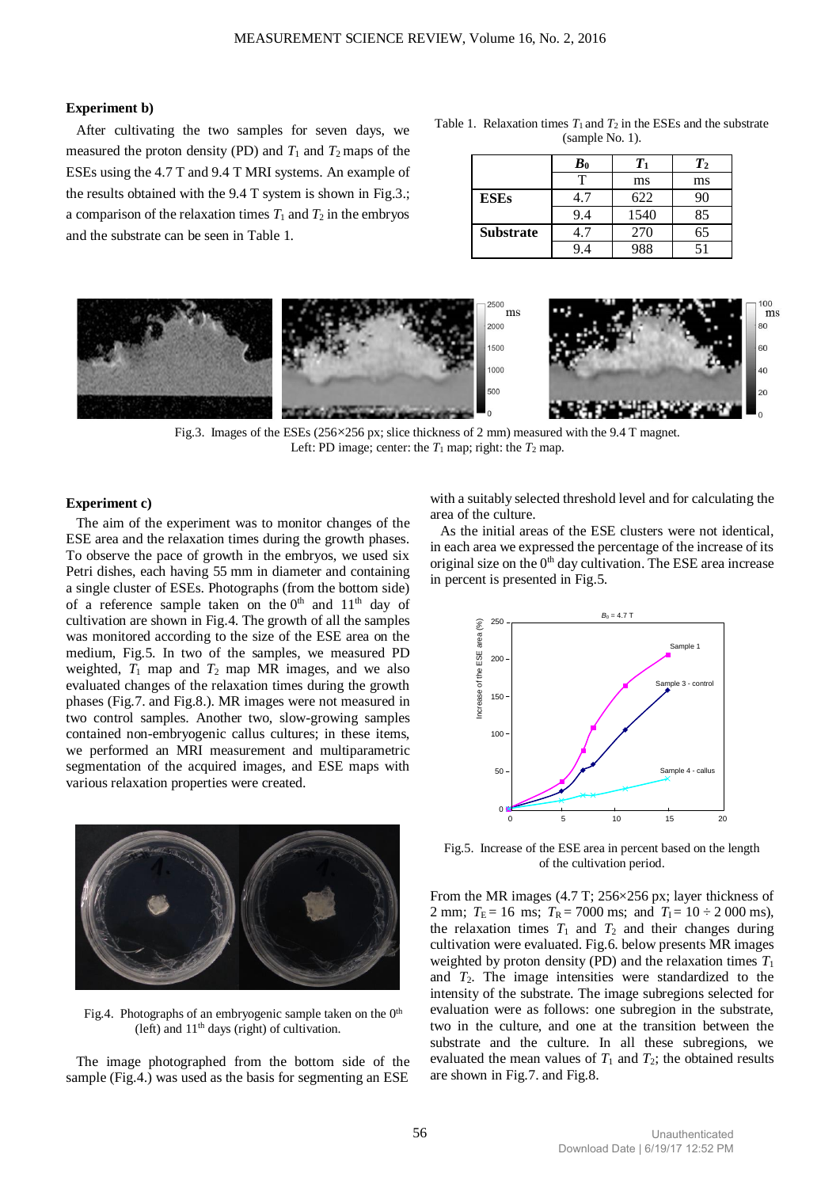### Experiment b)

After cultivating the two samples for seven days, we measured the proton density (PD) and $T_1$ and $T_2$ maps of the ESEs using the 4.7 T and 9.4 T MRI systems. An example of the results obtained with the 9.4 T system is shown in Fig.3.; a comparison of the relaxation times $T_1$ and $T_2$ in the embryos and the substrate can be seen in Table 1.

Table 1. Relaxation times $T_1$ and $T_2$ in the ESEs and the substrate (sample No. 1).

| | $B_0$ | $T_1$ | $T_2$ |
|---|---|---|---|
| | T | ms | ms |
| **ESEs** | 4.7 | 622 | 90 |
| | 9.4 | 1540 | 85 |
| **Substrate** | 4.7 | 270 | 65 |
| | 9.4 | 988 | 51 |

Fig.3. Images of the ESEs (256×256 px; slice thickness of 2 mm) measured with the 9.4 T magnet. Left: PD image; center: the $T_1$ map; right: the $T_2$ map.

### Experiment c)

The aim of the experiment was to monitor changes of the ESE area and the relaxation times during the growth phases. To observe the pace of growth in the embryos, we used six Petri dishes, each having 55 mm in diameter and containing a single cluster of ESEs. Photographs (from the bottom side) of a reference sample taken on the 0[th] and 11[th] day of cultivation are shown in Fig.4. The growth of all the samples was monitored according to the size of the ESE area on the medium, Fig.5. In two of the samples, we measured PD weighted, $T_1$ map and $T_2$ map MR images, and we also evaluated changes of the relaxation times during the growth phases (Fig.7. and Fig.8.). MR images were not measured in two control samples. Another two, slow-growing samples contained non-embryogenic callus cultures; in these items, we performed an MRI measurement and multiparametric segmentation of the acquired images, and ESE maps with various relaxation properties were created.

Fig.4. Photographs of an embryogenic sample taken on the 0[th] (left) and 11[th] days (right) of cultivation.

The image photographed from the bottom side of the sample (Fig.4.) was used as the basis for segmenting an ESE with a suitably selected threshold level and for calculating the area of the culture.

As the initial areas of the ESE clusters were not identical, in each area we expressed the percentage of the increase of its original size on the 0[th] day cultivation. The ESE area increase in percent is presented in Fig.5.

Fig.5. Increase of the ESE area in percent based on the length of the cultivation period.

From the MR images (4.7 T; 256×256 px; layer thickness of 2 mm; $T_E$ = 16 ms; $T_R$ = 7000 ms; and $T_I$ = 10 ÷ 2 000 ms), the relaxation times $T_1$ and $T_2$ and their changes during cultivation were evaluated. Fig.6. below presents MR images weighted by proton density (PD) and the relaxation times $T_1$ and $T_2$. The image intensities were standardized to the intensity of the substrate. The image subregions selected for evaluation were as follows: one subregion in the substrate, two in the culture, and one at the transition between the substrate and the culture. In all these subregions, we evaluated the mean values of $T_1$ and $T_2$; the obtained results are shown in Fig.7. and Fig.8.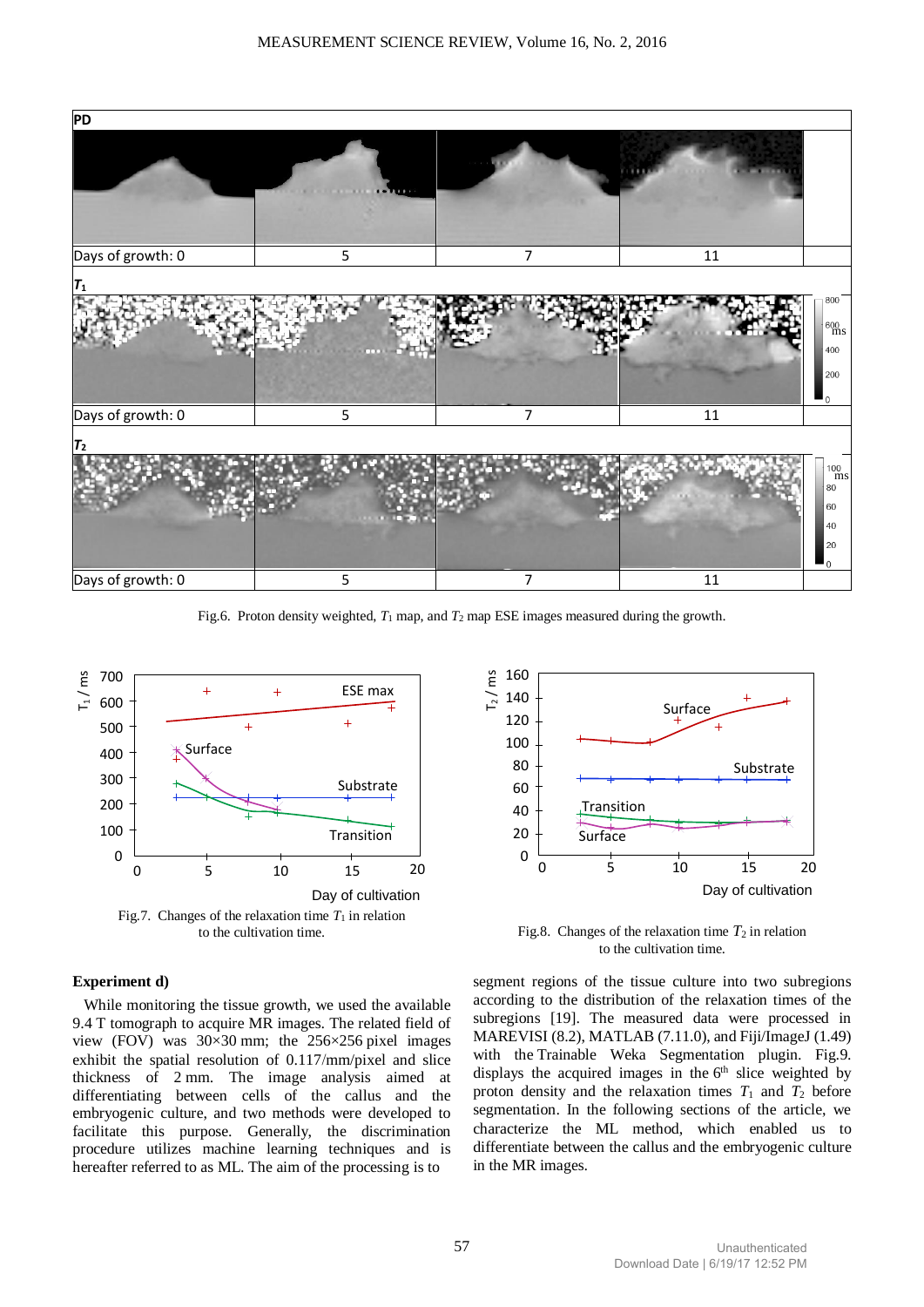Fig.6. Proton density weighted, $T_1$ map, and $T_2$ map ESE images measured during the growth.

Fig.7. Changes of the relaxation time $T_1$ in relation to the cultivation time.

Fig.8. Changes of the relaxation time $T_2$ in relation to the cultivation time.

### Experiment d)

While monitoring the tissue growth, we used the available 9.4 T tomograph to acquire MR images. The related field of view (FOV) was 30×30 mm; the 256×256 pixel images exhibit the spatial resolution of 0.117/mm/pixel and slice thickness of 2 mm. The image analysis aimed at differentiating between cells of the callus and the embryogenic culture, and two methods were developed to facilitate this purpose. Generally, the discrimination procedure utilizes machine learning techniques and is hereafter referred to as ML. The aim of the processing is to segment regions of the tissue culture into two subregions according to the distribution of the relaxation times of the subregions [19]. The measured data were processed in MAREVISI (8.2), MATLAB (7.11.0), and Fiji/ImageJ (1.49) with the Trainable Weka Segmentation plugin. Fig.9. displays the acquired images in the 6[th] slice weighted by proton density and the relaxation times $T_1$ and $T_2$ before segmentation. In the following sections of the article, we characterize the ML method, which enabled us to differentiate between the callus and the embryogenic culture in the MR images.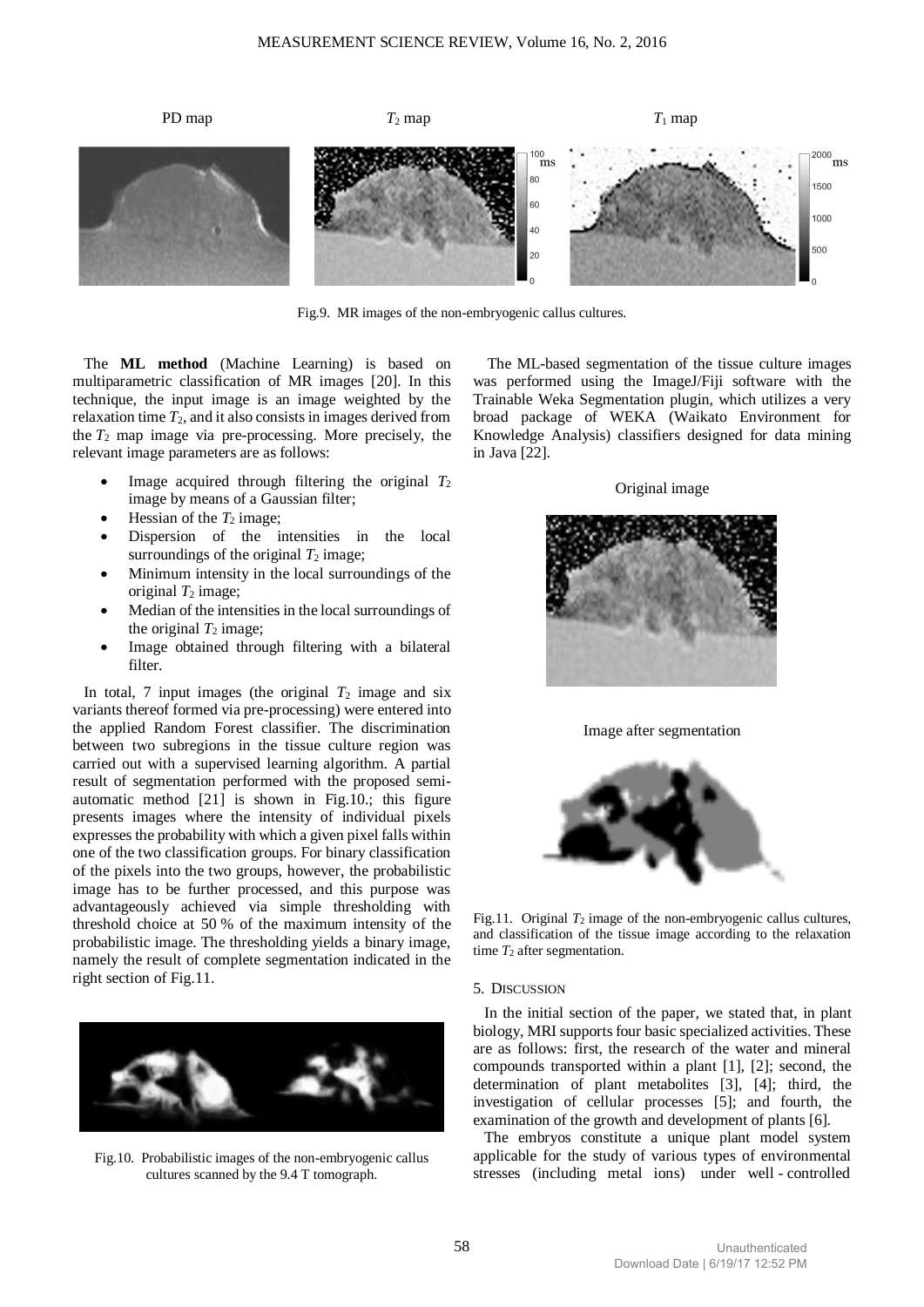Fig.9. MR images of the non-embryogenic callus cultures.

The **ML method** (Machine Learning) is based on multiparametric classification of MR images [20]. In this technique, the input image is an image weighted by the relaxation time $T_2$, and it also consists in images derived from the $T_2$ map image via pre-processing. More precisely, the relevant image parameters are as follows:

- Image acquired through filtering the original $T_2$ image by means of a Gaussian filter;
- Hessian of the $T_2$ image;
- Dispersion of the intensities in the local surroundings of the original $T_2$ image;
- Minimum intensity in the local surroundings of the original $T_2$ image;
- Median of the intensities in the local surroundings of the original $T_2$ image;
- Image obtained through filtering with a bilateral filter.

In total, 7 input images (the original $T_2$ image and six variants thereof formed via pre-processing) were entered into the applied Random Forest classifier. The discrimination between two subregions in the tissue culture region was carried out with a supervised learning algorithm. A partial result of segmentation performed with the proposed semi-automatic method [21] is shown in Fig.10.; this figure presents images where the intensity of individual pixels expresses the probability with which a given pixel falls within one of the two classification groups. For binary classification of the pixels into the two groups, however, the probabilistic image has to be further processed, and this purpose was advantageously achieved via simple thresholding with threshold choice at 50 % of the maximum intensity of the probabilistic image. The thresholding yields a binary image, namely the result of complete segmentation indicated in the right section of Fig.11.

Fig.10. Probabilistic images of the non-embryogenic callus cultures scanned by the 9.4 T tomograph.

The ML-based segmentation of the tissue culture images was performed using the ImageJ/Fiji software with the Trainable Weka Segmentation plugin, which utilizes a very broad package of WEKA (Waikato Environment for Knowledge Analysis) classifiers designed for data mining in Java [22].

Fig.11. Original $T_2$ image of the non-embryogenic callus cultures, and classification of the tissue image according to the relaxation time $T_2$ after segmentation.

## 5. Discussion

In the initial section of the paper, we stated that, in plant biology, MRI supports four basic specialized activities. These are as follows: first, the research of the water and mineral compounds transported within a plant [1], [2]; second, the determination of plant metabolites [3], [4]; third, the investigation of cellular processes [5]; and fourth, the examination of the growth and development of plants [6].

The embryos constitute a unique plant model system applicable for the study of various types of environmental stresses (including metal ions) under well - controlled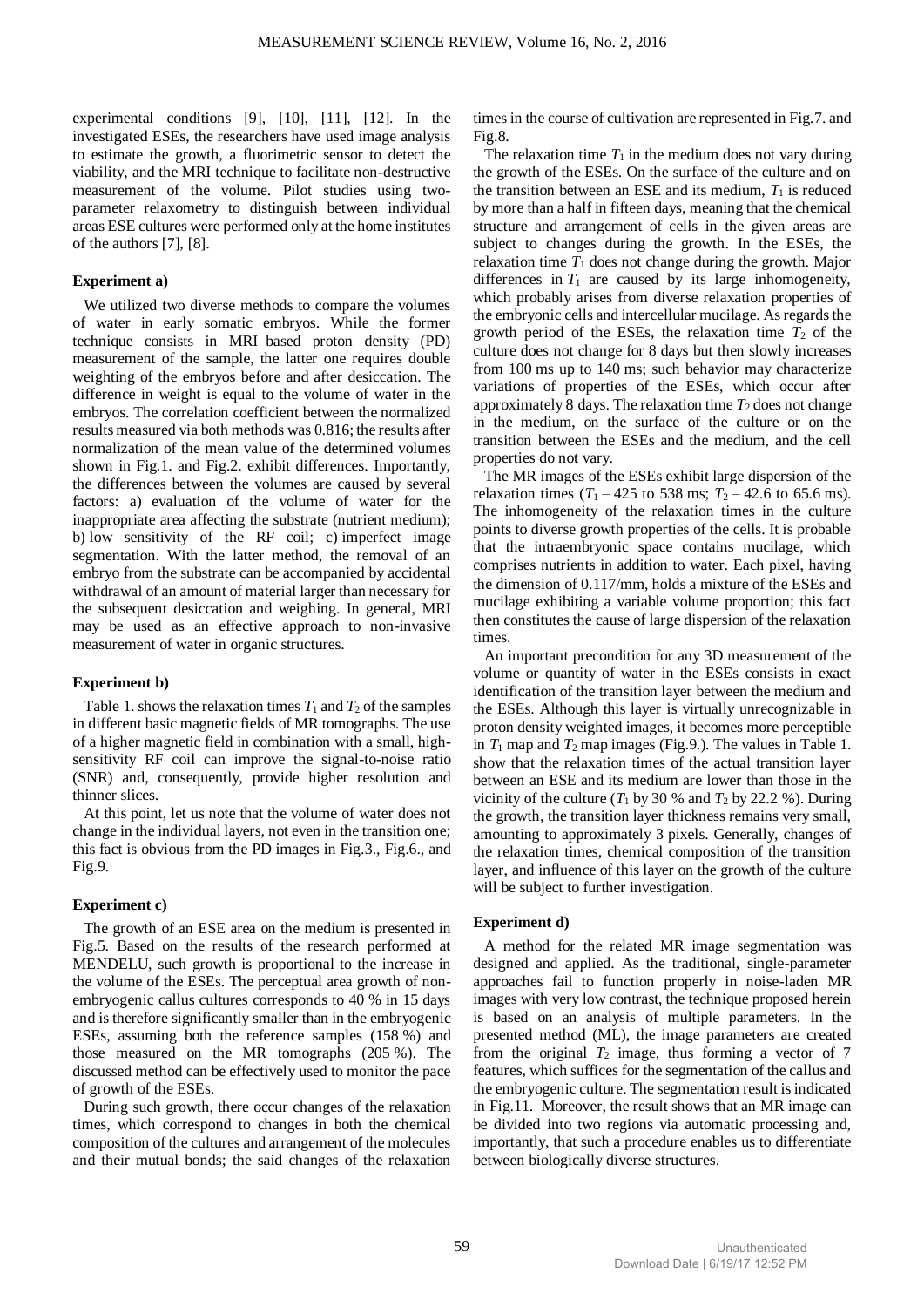experimental conditions [9], [10], [11], [12]. In the investigated ESEs, the researchers have used image analysis to estimate the growth, a fluorimetric sensor to detect the viability, and the MRI technique to facilitate non-destructive measurement of the volume. Pilot studies using two-parameter relaxometry to distinguish between individual areas ESE cultures were performed only at the home institutes of the authors [7], [8].

### Experiment a)

We utilized two diverse methods to compare the volumes of water in early somatic embryos. While the former technique consists in MRI–based proton density (PD) measurement of the sample, the latter one requires double weighting of the embryos before and after desiccation. The difference in weight is equal to the volume of water in the embryos. The correlation coefficient between the normalized results measured via both methods was 0.816; the results after normalization of the mean value of the determined volumes shown in Fig.1. and Fig.2. exhibit differences. Importantly, the differences between the volumes are caused by several factors: a) evaluation of the volume of water for the inappropriate area affecting the substrate (nutrient medium); b) low sensitivity of the RF coil; c) imperfect image segmentation. With the latter method, the removal of an embryo from the substrate can be accompanied by accidental withdrawal of an amount of material larger than necessary for the subsequent desiccation and weighing. In general, MRI may be used as an effective approach to non-invasive measurement of water in organic structures.

### Experiment b)

Table 1. shows the relaxation times $T_1$ and $T_2$ of the samples in different basic magnetic fields of MR tomographs. The use of a higher magnetic field in combination with a small, high-sensitivity RF coil can improve the signal-to-noise ratio (SNR) and, consequently, provide higher resolution and thinner slices.

At this point, let us note that the volume of water does not change in the individual layers, not even in the transition one; this fact is obvious from the PD images in Fig.3., Fig.6., and Fig.9.

### Experiment c)

The growth of an ESE area on the medium is presented in Fig.5. Based on the results of the research performed at MENDELU, such growth is proportional to the increase in the volume of the ESEs. The perceptual area growth of non-embryogenic callus cultures corresponds to 40 % in 15 days and is therefore significantly smaller than in the embryogenic ESEs, assuming both the reference samples (158 %) and those measured on the MR tomographs (205 %). The discussed method can be effectively used to monitor the pace of growth of the ESEs.

During such growth, there occur changes of the relaxation times, which correspond to changes in both the chemical composition of the cultures and arrangement of the molecules and their mutual bonds; the said changes of the relaxation times in the course of cultivation are represented in Fig.7. and Fig.8.

The relaxation time $T_1$ in the medium does not vary during the growth of the ESEs. On the surface of the culture and on the transition between an ESE and its medium, $T_1$ is reduced by more than a half in fifteen days, meaning that the chemical structure and arrangement of cells in the given areas are subject to changes during the growth. In the ESEs, the relaxation time $T_1$ does not change during the growth. Major differences in $T_1$ are caused by its large inhomogeneity, which probably arises from diverse relaxation properties of the embryonic cells and intercellular mucilage. As regards the growth period of the ESEs, the relaxation time $T_2$ of the culture does not change for 8 days but then slowly increases from 100 ms up to 140 ms; such behavior may characterize variations of properties of the ESEs, which occur after approximately 8 days. The relaxation time $T_2$ does not change in the medium, on the surface of the culture or on the transition between the ESEs and the medium, and the cell properties do not vary.

The MR images of the ESEs exhibit large dispersion of the relaxation times ($T_1$ – 425 to 538 ms; $T_2$ – 42.6 to 65.6 ms). The inhomogeneity of the relaxation times in the culture points to diverse growth properties of the cells. It is probable that the intraembryonic space contains mucilage, which comprises nutrients in addition to water. Each pixel, having the dimension of 0.117/mm, holds a mixture of the ESEs and mucilage exhibiting a variable volume proportion; this fact then constitutes the cause of large dispersion of the relaxation times.

An important precondition for any 3D measurement of the volume or quantity of water in the ESEs consists in exact identification of the transition layer between the medium and the ESEs. Although this layer is virtually unrecognizable in proton density weighted images, it becomes more perceptible in $T_1$ map and $T_2$ map images (Fig.9.). The values in Table 1. show that the relaxation times of the actual transition layer between an ESE and its medium are lower than those in the vicinity of the culture ($T_1$ by 30 % and $T_2$ by 22.2 %). During the growth, the transition layer thickness remains very small, amounting to approximately 3 pixels. Generally, changes of the relaxation times, chemical composition of the transition layer, and influence of this layer on the growth of the culture will be subject to further investigation.

### Experiment d)

A method for the related MR image segmentation was designed and applied. As the traditional, single-parameter approaches fail to function properly in noise-laden MR images with very low contrast, the technique proposed herein is based on an analysis of multiple parameters. In the presented method (ML), the image parameters are created from the original $T_2$ image, thus forming a vector of 7 features, which suffices for the segmentation of the callus and the embryogenic culture. The segmentation result is indicated in Fig.11. Moreover, the result shows that an MR image can be divided into two regions via automatic processing and, importantly, that such a procedure enables us to differentiate between biologically diverse structures.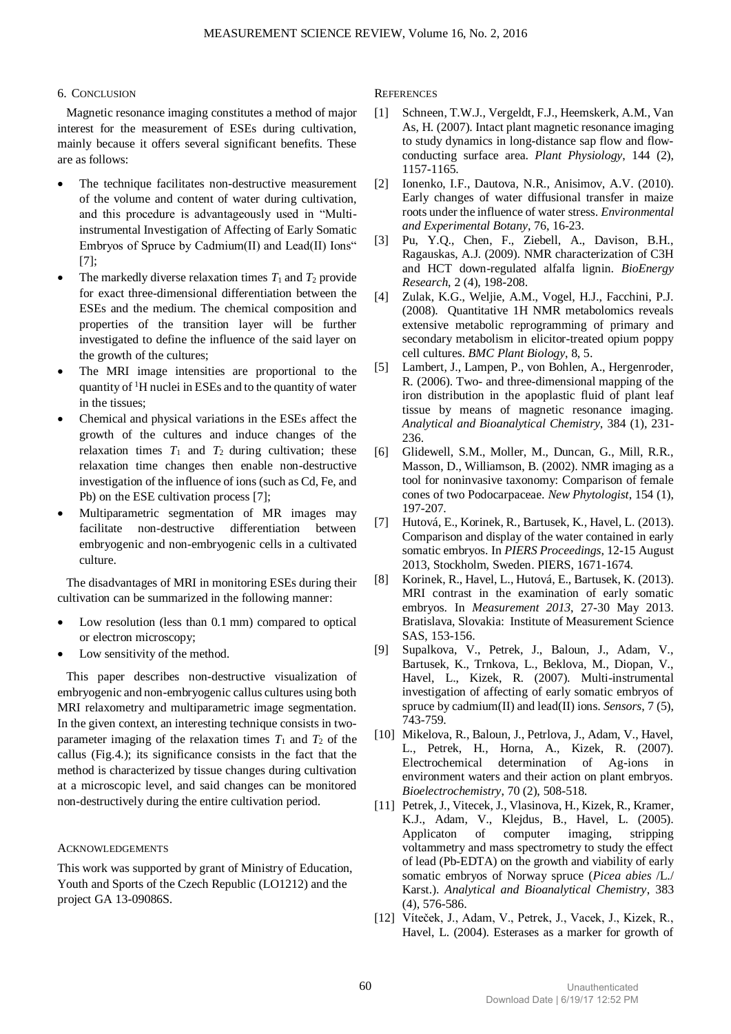## 6. Conclusion

Magnetic resonance imaging constitutes a method of major interest for the measurement of ESEs during cultivation, mainly because it offers several significant benefits. These are as follows:

- The technique facilitates non-destructive measurement of the volume and content of water during cultivation, and this procedure is advantageously used in "Multi-instrumental Investigation of Affecting of Early Somatic Embryos of Spruce by Cadmium(II) and Lead(II) Ions" [7];
- The markedly diverse relaxation times $T_1$ and $T_2$ provide for exact three-dimensional differentiation between the ESEs and the medium. The chemical composition and properties of the transition layer will be further investigated to define the influence of the said layer on the growth of the cultures;
- The MRI image intensities are proportional to the quantity of $^1$H nuclei in ESEs and to the quantity of water in the tissues;
- Chemical and physical variations in the ESEs affect the growth of the cultures and induce changes of the relaxation times $T_1$ and $T_2$ during cultivation; these relaxation time changes then enable non-destructive investigation of the influence of ions (such as Cd, Fe, and Pb) on the ESE cultivation process [7];
- Multiparametric segmentation of MR images may facilitate non-destructive differentiation between embryogenic and non-embryogenic cells in a cultivated culture.

The disadvantages of MRI in monitoring ESEs during their cultivation can be summarized in the following manner:

- Low resolution (less than 0.1 mm) compared to optical or electron microscopy;
- Low sensitivity of the method.

This paper describes non-destructive visualization of embryogenic and non-embryogenic callus cultures using both MRI relaxometry and multiparametric image segmentation. In the given context, an interesting technique consists in two-parameter imaging of the relaxation times $T_1$ and $T_2$ of the callus (Fig.4.); its significance consists in the fact that the method is characterized by tissue changes during cultivation at a microscopic level, and said changes can be monitored non-destructively during the entire cultivation period.

## Acknowledgements

This work was supported by grant of Ministry of Education, Youth and Sports of the Czech Republic (LO1212) and the project GA 13-09086S.

## References

[1] Schneen, T.W.J., Vergeldt, F.J., Heemskerk, A.M., Van As, H. (2007). Intact plant magnetic resonance imaging to study dynamics in long-distance sap flow and flow-conducting surface area. *Plant Physiology*, 144 (2), 1157-1165.

[2] Ionenko, I.F., Dautova, N.R., Anisimov, A.V. (2010). Early changes of water diffusional transfer in maize roots under the influence of water stress. *Environmental and Experimental Botany*, 76, 16-23.

[3] Pu, Y.Q., Chen, F., Ziebell, A., Davison, B.H., Ragauskas, A.J. (2009). NMR characterization of C3H and HCT down-regulated alfalfa lignin. *BioEnergy Research*, 2 (4), 198-208.

[4] Zulak, K.G., Weljie, A.M., Vogel, H.J., Facchini, P.J. (2008). Quantitative 1H NMR metabolomics reveals extensive metabolic reprogramming of primary and secondary metabolism in elicitor-treated opium poppy cell cultures. *BMC Plant Biology*, 8, 5.

[5] Lambert, J., Lampen, P., von Bohlen, A., Hergenroder, R. (2006). Two- and three-dimensional mapping of the iron distribution in the apoplastic fluid of plant leaf tissue by means of magnetic resonance imaging. *Analytical and Bioanalytical Chemistry*, 384 (1), 231-236.

[6] Glidewell, S.M., Moller, M., Duncan, G., Mill, R.R., Masson, D., Williamson, B. (2002). NMR imaging as a tool for noninvasive taxonomy: Comparison of female cones of two Podocarpaceae. *New Phytologist*, 154 (1), 197-207.

[7] Hutová, E., Korinek, R., Bartusek, K., Havel, L. (2013). Comparison and display of the water contained in early somatic embryos. In *PIERS Proceedings*, 12-15 August 2013, Stockholm, Sweden. PIERS, 1671-1674.

[8] Korinek, R., Havel, L., Hutová, E., Bartusek, K. (2013). MRI contrast in the examination of early somatic embryos. In *Measurement 2013*, 27-30 May 2013. Bratislava, Slovakia: Institute of Measurement Science SAS, 153-156.

[9] Supalkova, V., Petrek, J., Baloun, J., Adam, V., Bartusek, K., Trnkova, L., Beklova, M., Diopan, V., Havel, L., Kizek, R. (2007). Multi-instrumental investigation of affecting of early somatic embryos of spruce by cadmium(II) and lead(II) ions. *Sensors*, 7 (5), 743-759.

[10] Mikelova, R., Baloun, J., Petrlova, J., Adam, V., Havel, L., Petrek, H., Horna, A., Kizek, R. (2007). Electrochemical determination of Ag-ions in environment waters and their action on plant embryos. *Bioelectrochemistry*, 70 (2), 508-518.

[11] Petrek, J., Vitecek, J., Vlasinova, H., Kizek, R., Kramer, K.J., Adam, V., Klejdus, B., Havel, L. (2005). Applicaton of computer imaging, stripping voltammetry and mass spectrometry to study the effect of lead (Pb-EDTA) on the growth and viability of early somatic embryos of Norway spruce (*Picea abies* /L./ Karst.). *Analytical and Bioanalytical Chemistry*, 383 (4), 576-586.

[12] Víteček, J., Adam, V., Petrek, J., Vacek, J., Kizek, R., Havel, L. (2004). Esterases as a marker for growth of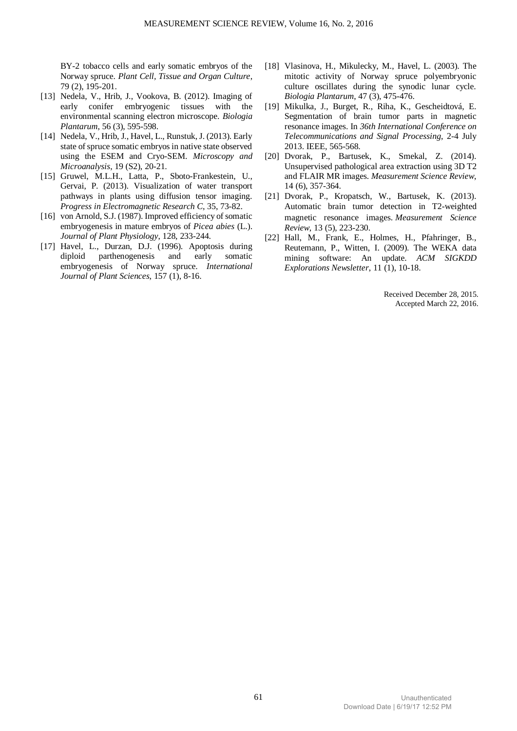BY-2 tobacco cells and early somatic embryos of the Norway spruce. *Plant Cell, Tissue and Organ Culture*, 79 (2), 195-201.

[13] Nedela, V., Hrib, J., Vookova, B. (2012). Imaging of early conifer embryogenic tissues with the environmental scanning electron microscope. *Biologia Plantarum*, 56 (3), 595-598.

[14] Nedela, V., Hrib, J., Havel, L., Runstuk, J. (2013). Early state of spruce somatic embryos in native state observed using the ESEM and Cryo-SEM. *Microscopy and Microanalysis*, 19 (S2), 20-21.

[15] Gruwel, M.L.H., Latta, P., Sboto-Frankestein, U., Gervai, P. (2013). Visualization of water transport pathways in plants using diffusion tensor imaging. *Progress in Electromagnetic Research C*, 35, 73-82.

[16] von Arnold, S.J. (1987). Improved efficiency of somatic embryogenesis in mature embryos of *Picea abies* (L.). *Journal of Plant Physiology*, 128, 233-244.

[17] Havel, L., Durzan, D.J. (1996). Apoptosis during diploid parthenogenesis and early somatic embryogenesis of Norway spruce. *International Journal of Plant Sciences*, 157 (1), 8-16.

[18] Vlasinova, H., Mikulecky, M., Havel, L. (2003). The mitotic activity of Norway spruce polyembryonic culture oscillates during the synodic lunar cycle. *Biologia Plantarum*, 47 (3), 475-476.

[19] Mikulka, J., Burget, R., Riha, K., Gescheidtová, E. Segmentation of brain tumor parts in magnetic resonance images. In *36th International Conference on Telecommunications and Signal Processing*, 2-4 July 2013. IEEE, 565-568.

[20] Dvorak, P., Bartusek, K., Smekal, Z. (2014). Unsupervised pathological area extraction using 3D T2 and FLAIR MR images. *Measurement Science Review*, 14 (6), 357-364.

[21] Dvorak, P., Kropatsch, W., Bartusek, K. (2013). Automatic brain tumor detection in T2-weighted magnetic resonance images. *Measurement Science Review*, 13 (5), 223-230.

[22] Hall, M., Frank, E., Holmes, H., Pfahringer, B., Reutemann, P., Witten, I. (2009). The WEKA data mining software: An update. *ACM SIGKDD Explorations Newsletter*, 11 (1), 10-18.

Received December 28, 2015.
Accepted March 22, 2016.